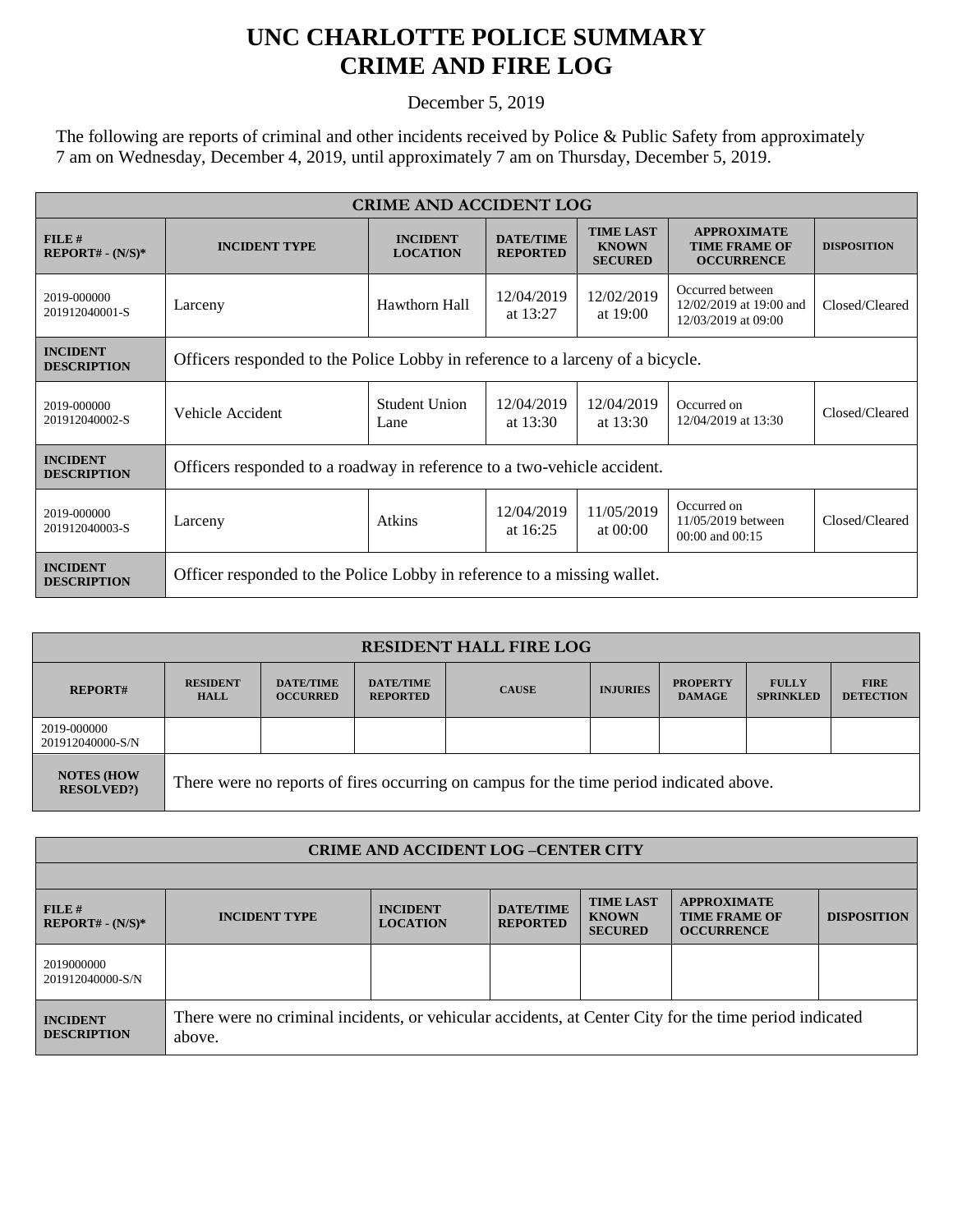# UNC CHARLOTTE POLICE SUMMARY
# CRIME AND FIRE LOG

December 5, 2019

The following are reports of criminal and other incidents received by Police & Public Safety from approximately 7 am on Wednesday, December 4, 2019, until approximately 7 am on Thursday, December 5, 2019.

| CRIME AND ACCIDENT LOG | | | | | | |
|---|---|---|---|---|---|---|
| **FILE # REPORT# - (N/S)*** | **INCIDENT TYPE** | **INCIDENT LOCATION** | **DATE/TIME REPORTED** | **TIME LAST KNOWN SECURED** | **APPROXIMATE TIME FRAME OF OCCURRENCE** | **DISPOSITION** |
| 2019-000000 201912040001-S | Larceny | Hawthorn Hall | 12/04/2019 at 13:27 | 12/02/2019 at 19:00 | Occurred between 12/02/2019 at 19:00 and 12/03/2019 at 09:00 | Closed/Cleared |
| **INCIDENT DESCRIPTION** | Officers responded to the Police Lobby in reference to a larceny of a bicycle. | | | | | |
| 2019-000000 201912040002-S | Vehicle Accident | Student Union Lane | 12/04/2019 at 13:30 | 12/04/2019 at 13:30 | Occurred on 12/04/2019 at 13:30 | Closed/Cleared |
| **INCIDENT DESCRIPTION** | Officers responded to a roadway in reference to a two-vehicle accident. | | | | | |
| 2019-000000 201912040003-S | Larceny | Atkins | 12/04/2019 at 16:25 | 11/05/2019 at 00:00 | Occurred on 11/05/2019 between 00:00 and 00:15 | Closed/Cleared |
| **INCIDENT DESCRIPTION** | Officer responded to the Police Lobby in reference to a missing wallet. | | | | | |

| RESIDENT HALL FIRE LOG | | | | | | | | |
|---|---|---|---|---|---|---|---|---|
| **REPORT#** | **RESIDENT HALL** | **DATE/TIME OCCURRED** | **DATE/TIME REPORTED** | **CAUSE** | **INJURIES** | **PROPERTY DAMAGE** | **FULLY SPRINKLED** | **FIRE DETECTION** |
| 2019-000000 201912040000-S/N | | | | | | | | |
| **NOTES (HOW RESOLVED?)** | There were no reports of fires occurring on campus for the time period indicated above. | | | | | | | |

| CRIME AND ACCIDENT LOG –CENTER CITY | | | | | | |
|---|---|---|---|---|---|---|
| **FILE # REPORT# - (N/S)*** | **INCIDENT TYPE** | **INCIDENT LOCATION** | **DATE/TIME REPORTED** | **TIME LAST KNOWN SECURED** | **APPROXIMATE TIME FRAME OF OCCURRENCE** | **DISPOSITION** |
| 2019000000 201912040000-S/N | | | | | | |
| **INCIDENT DESCRIPTION** | There were no criminal incidents, or vehicular accidents, at Center City for the time period indicated above. | | | | | |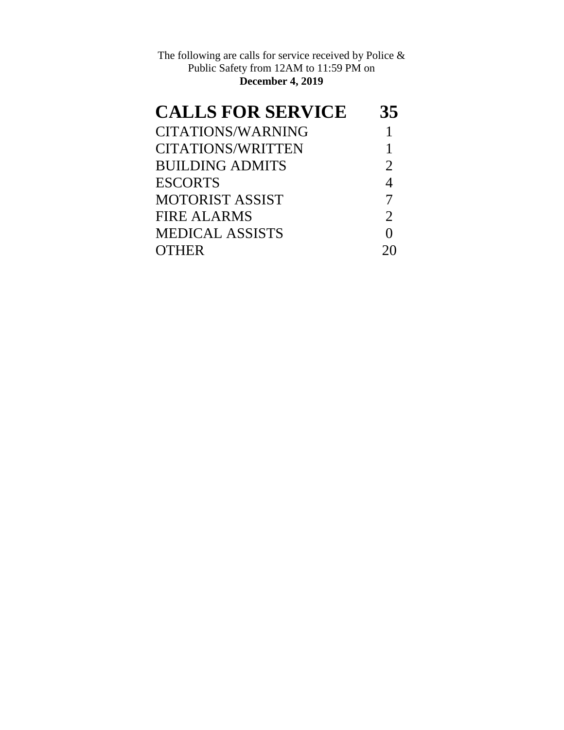The following are calls for service received by Police & Public Safety from 12AM to 11:59 PM on
**December 4, 2019**

| **CALLS FOR SERVICE** | **35** |
|---|---|
| CITATIONS/WARNING | 1 |
| CITATIONS/WRITTEN | 1 |
| BUILDING ADMITS | 2 |
| ESCORTS | 4 |
| MOTORIST ASSIST | 7 |
| FIRE ALARMS | 2 |
| MEDICAL ASSISTS | 0 |
| OTHER | 20 |